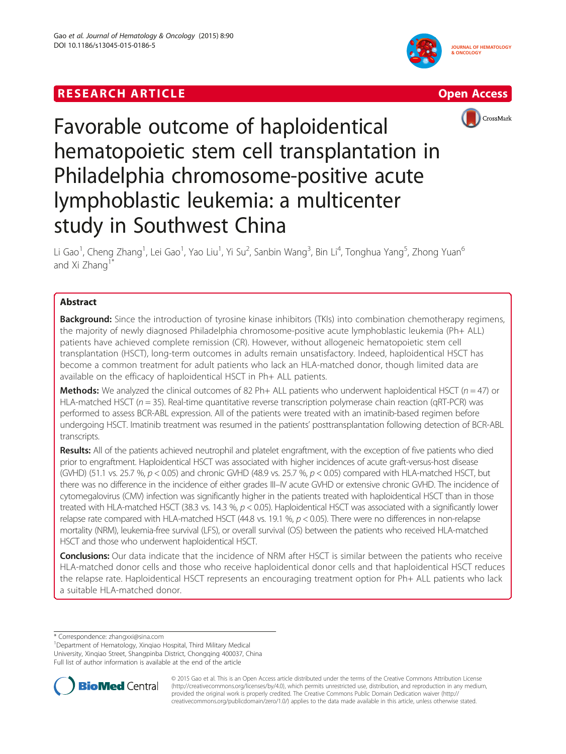RESEARCH ARTICLE Open Access

# Favorable outcome of haploidentical hematopoietic stem cell transplantation in Philadelphia chromosome-positive acute lymphoblastic leukemia: a multicenter study in Southwest China

Li Gao[1], Cheng Zhang[1], Lei Gao[1], Yao Liu[1], Yi Su[2], Sanbin Wang[3], Bin Li[4], Tonghua Yang[5], Zhong Yuan[6] and Xi Zhang[1*]

## Abstract

**Background:** Since the introduction of tyrosine kinase inhibitors (TKIs) into combination chemotherapy regimens, the majority of newly diagnosed Philadelphia chromosome-positive acute lymphoblastic leukemia (Ph+ ALL) patients have achieved complete remission (CR). However, without allogeneic hematopoietic stem cell transplantation (HSCT), long-term outcomes in adults remain unsatisfactory. Indeed, haploidentical HSCT has become a common treatment for adult patients who lack an HLA-matched donor, though limited data are available on the efficacy of haploidentical HSCT in Ph+ ALL patients.

**Methods:** We analyzed the clinical outcomes of 82 Ph+ ALL patients who underwent haploidentical HSCT ($n = 47$) or HLA-matched HSCT ($n = 35$). Real-time quantitative reverse transcription polymerase chain reaction (qRT-PCR) was performed to assess BCR-ABL expression. All of the patients were treated with an imatinib-based regimen before undergoing HSCT. Imatinib treatment was resumed in the patients' posttransplantation following detection of BCR-ABL transcripts.

**Results:** All of the patients achieved neutrophil and platelet engraftment, with the exception of five patients who died prior to engraftment. Haploidentical HSCT was associated with higher incidences of acute graft-versus-host disease (GVHD) (51.1 vs. 25.7 %, $p < 0.05$) and chronic GVHD (48.9 vs. 25.7 %, $p < 0.05$) compared with HLA-matched HSCT, but there was no difference in the incidence of either grades III–IV acute GVHD or extensive chronic GVHD. The incidence of cytomegalovirus (CMV) infection was significantly higher in the patients treated with haploidentical HSCT than in those treated with HLA-matched HSCT (38.3 vs. 14.3 %, $p < 0.05$). Haploidentical HSCT was associated with a significantly lower relapse rate compared with HLA-matched HSCT (44.8 vs. 19.1 %, $p < 0.05$). There were no differences in non-relapse mortality (NRM), leukemia-free survival (LFS), or overall survival (OS) between the patients who received HLA-matched HSCT and those who underwent haploidentical HSCT.

**Conclusions:** Our data indicate that the incidence of NRM after HSCT is similar between the patients who receive HLA-matched donor cells and those who receive haploidentical donor cells and that haploidentical HSCT reduces the relapse rate. Haploidentical HSCT represents an encouraging treatment option for Ph+ ALL patients who lack a suitable HLA-matched donor.

\* Correspondence: zhangxxi@sina.com

[1]Department of Hematology, Xinqiao Hospital, Third Military Medical University, Xinqiao Street, Shangpinba District, Chongqing 400037, China

Full list of author information is available at the end of the article

© 2015 Gao et al. This is an Open Access article distributed under the terms of the Creative Commons Attribution License (http://creativecommons.org/licenses/by/4.0), which permits unrestricted use, distribution, and reproduction in any medium, provided the original work is properly credited. The Creative Commons Public Domain Dedication waiver (http://creativecommons.org/publicdomain/zero/1.0/) applies to the data made available in this article, unless otherwise stated.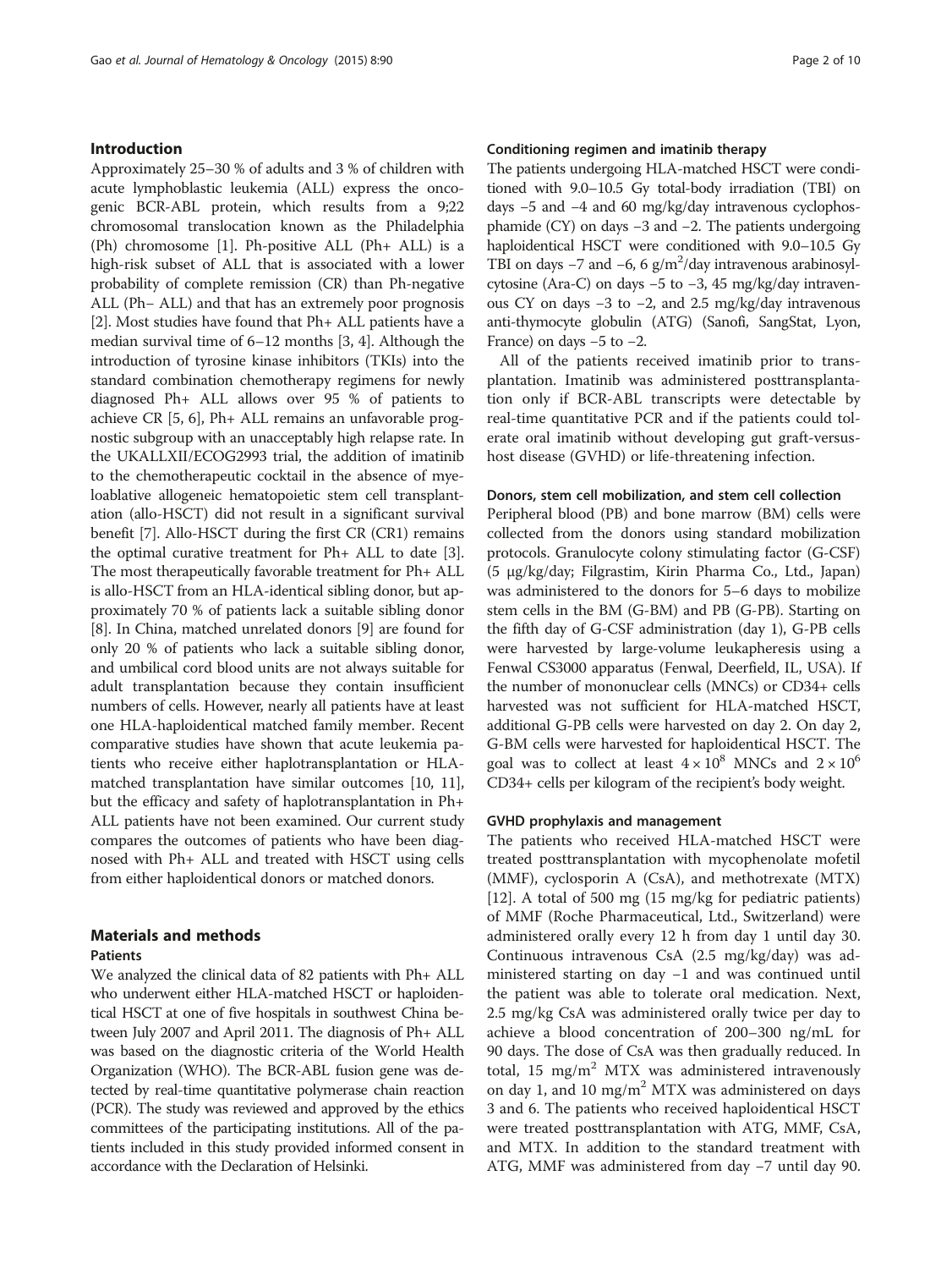## Introduction

Approximately 25–30 % of adults and 3 % of children with acute lymphoblastic leukemia (ALL) express the oncogenic BCR-ABL protein, which results from a 9;22 chromosomal translocation known as the Philadelphia (Ph) chromosome [1]. Ph-positive ALL (Ph+ ALL) is a high-risk subset of ALL that is associated with a lower probability of complete remission (CR) than Ph-negative ALL (Ph− ALL) and that has an extremely poor prognosis [2]. Most studies have found that Ph+ ALL patients have a median survival time of 6–12 months [3, 4]. Although the introduction of tyrosine kinase inhibitors (TKIs) into the standard combination chemotherapy regimens for newly diagnosed Ph+ ALL allows over 95 % of patients to achieve CR [5, 6], Ph+ ALL remains an unfavorable prognostic subgroup with an unacceptably high relapse rate. In the UKALLXII/ECOG2993 trial, the addition of imatinib to the chemotherapeutic cocktail in the absence of myeloablative allogeneic hematopoietic stem cell transplantation (allo-HSCT) did not result in a significant survival benefit [7]. Allo-HSCT during the first CR (CR1) remains the optimal curative treatment for Ph+ ALL to date [3]. The most therapeutically favorable treatment for Ph+ ALL is allo-HSCT from an HLA-identical sibling donor, but approximately 70 % of patients lack a suitable sibling donor [8]. In China, matched unrelated donors [9] are found for only 20 % of patients who lack a suitable sibling donor, and umbilical cord blood units are not always suitable for adult transplantation because they contain insufficient numbers of cells. However, nearly all patients have at least one HLA-haploidentical matched family member. Recent comparative studies have shown that acute leukemia patients who receive either haplotransplantation or HLA-matched transplantation have similar outcomes [10, 11], but the efficacy and safety of haplotransplantation in Ph+ ALL patients have not been examined. Our current study compares the outcomes of patients who have been diagnosed with Ph+ ALL and treated with HSCT using cells from either haploidentical donors or matched donors.

## Materials and methods

### Patients

We analyzed the clinical data of 82 patients with Ph+ ALL who underwent either HLA-matched HSCT or haploidentical HSCT at one of five hospitals in southwest China between July 2007 and April 2011. The diagnosis of Ph+ ALL was based on the diagnostic criteria of the World Health Organization (WHO). The BCR-ABL fusion gene was detected by real-time quantitative polymerase chain reaction (PCR). The study was reviewed and approved by the ethics committees of the participating institutions. All of the patients included in this study provided informed consent in accordance with the Declaration of Helsinki.

### Conditioning regimen and imatinib therapy

The patients undergoing HLA-matched HSCT were conditioned with 9.0–10.5 Gy total-body irradiation (TBI) on days −5 and −4 and 60 mg/kg/day intravenous cyclophosphamide (CY) on days −3 and −2. The patients undergoing haploidentical HSCT were conditioned with 9.0–10.5 Gy TBI on days −7 and −6, 6 g/m$^2$/day intravenous arabinosylcytosine (Ara-C) on days −5 to −3, 45 mg/kg/day intravenous CY on days −3 to −2, and 2.5 mg/kg/day intravenous anti-thymocyte globulin (ATG) (Sanofi, SangStat, Lyon, France) on days −5 to −2.

All of the patients received imatinib prior to transplantation. Imatinib was administered posttransplantation only if BCR-ABL transcripts were detectable by real-time quantitative PCR and if the patients could tolerate oral imatinib without developing gut graft-versus-host disease (GVHD) or life-threatening infection.

### Donors, stem cell mobilization, and stem cell collection

Peripheral blood (PB) and bone marrow (BM) cells were collected from the donors using standard mobilization protocols. Granulocyte colony stimulating factor (G-CSF) (5 μg/kg/day; Filgrastim, Kirin Pharma Co., Ltd., Japan) was administered to the donors for 5–6 days to mobilize stem cells in the BM (G-BM) and PB (G-PB). Starting on the fifth day of G-CSF administration (day 1), G-PB cells were harvested by large-volume leukapheresis using a Fenwal CS3000 apparatus (Fenwal, Deerfield, IL, USA). If the number of mononuclear cells (MNCs) or CD34+ cells harvested was not sufficient for HLA-matched HSCT, additional G-PB cells were harvested on day 2. On day 2, G-BM cells were harvested for haploidentical HSCT. The goal was to collect at least $4 \times 10^8$ MNCs and $2 \times 10^6$ CD34+ cells per kilogram of the recipient's body weight.

### GVHD prophylaxis and management

The patients who received HLA-matched HSCT were treated posttransplantation with mycophenolate mofetil (MMF), cyclosporin A (CsA), and methotrexate (MTX) [12]. A total of 500 mg (15 mg/kg for pediatric patients) of MMF (Roche Pharmaceutical, Ltd., Switzerland) were administered orally every 12 h from day 1 until day 30. Continuous intravenous CsA (2.5 mg/kg/day) was administered starting on day −1 and was continued until the patient was able to tolerate oral medication. Next, 2.5 mg/kg CsA was administered orally twice per day to achieve a blood concentration of 200–300 ng/mL for 90 days. The dose of CsA was then gradually reduced. In total, 15 mg/m$^2$ MTX was administered intravenously on day 1, and 10 mg/m$^2$ MTX was administered on days 3 and 6. The patients who received haploidentical HSCT were treated posttransplantation with ATG, MMF, CsA, and MTX. In addition to the standard treatment with ATG, MMF was administered from day −7 until day 90.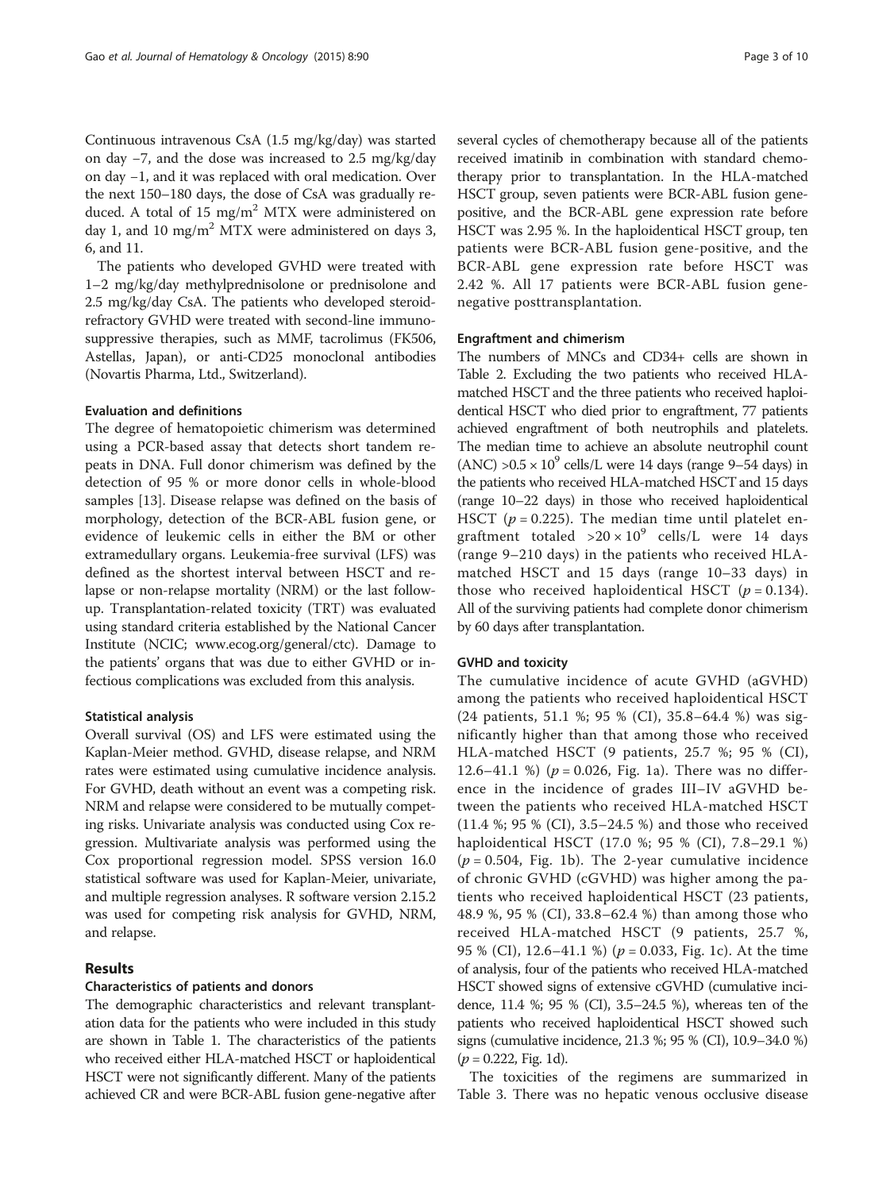Continuous intravenous CsA (1.5 mg/kg/day) was started on day −7, and the dose was increased to 2.5 mg/kg/day on day −1, and it was replaced with oral medication. Over the next 150–180 days, the dose of CsA was gradually reduced. A total of 15 mg/m$^2$ MTX were administered on day 1, and 10 mg/m$^2$ MTX were administered on days 3, 6, and 11.

The patients who developed GVHD were treated with 1–2 mg/kg/day methylprednisolone or prednisolone and 2.5 mg/kg/day CsA. The patients who developed steroid-refractory GVHD were treated with second-line immunosuppressive therapies, such as MMF, tacrolimus (FK506, Astellas, Japan), or anti-CD25 monoclonal antibodies (Novartis Pharma, Ltd., Switzerland).

### Evaluation and definitions

The degree of hematopoietic chimerism was determined using a PCR-based assay that detects short tandem repeats in DNA. Full donor chimerism was defined by the detection of 95 % or more donor cells in whole-blood samples [13]. Disease relapse was defined on the basis of morphology, detection of the BCR-ABL fusion gene, or evidence of leukemic cells in either the BM or other extramedullary organs. Leukemia-free survival (LFS) was defined as the shortest interval between HSCT and relapse or non-relapse mortality (NRM) or the last follow-up. Transplantation-related toxicity (TRT) was evaluated using standard criteria established by the National Cancer Institute (NCIC; www.ecog.org/general/ctc). Damage to the patients' organs that was due to either GVHD or infectious complications was excluded from this analysis.

### Statistical analysis

Overall survival (OS) and LFS were estimated using the Kaplan-Meier method. GVHD, disease relapse, and NRM rates were estimated using cumulative incidence analysis. For GVHD, death without an event was a competing risk. NRM and relapse were considered to be mutually competing risks. Univariate analysis was conducted using Cox regression. Multivariate analysis was performed using the Cox proportional regression model. SPSS version 16.0 statistical software was used for Kaplan-Meier, univariate, and multiple regression analyses. R software version 2.15.2 was used for competing risk analysis for GVHD, NRM, and relapse.

## Results

### Characteristics of patients and donors

The demographic characteristics and relevant transplantation data for the patients who were included in this study are shown in Table 1. The characteristics of the patients who received either HLA-matched HSCT or haploidentical HSCT were not significantly different. Many of the patients achieved CR and were BCR-ABL fusion gene-negative after several cycles of chemotherapy because all of the patients received imatinib in combination with standard chemotherapy prior to transplantation. In the HLA-matched HSCT group, seven patients were BCR-ABL fusion gene-positive, and the BCR-ABL gene expression rate before HSCT was 2.95 %. In the haploidentical HSCT group, ten patients were BCR-ABL fusion gene-positive, and the BCR-ABL gene expression rate before HSCT was 2.42 %. All 17 patients were BCR-ABL fusion gene-negative posttransplantation.

### Engraftment and chimerism

The numbers of MNCs and CD34+ cells are shown in Table 2. Excluding the two patients who received HLA-matched HSCT and the three patients who received haploidentical HSCT who died prior to engraftment, 77 patients achieved engraftment of both neutrophils and platelets. The median time to achieve an absolute neutrophil count (ANC) $>0.5 \times 10^9$ cells/L were 14 days (range 9–54 days) in the patients who received HLA-matched HSCT and 15 days (range 10–22 days) in those who received haploidentical HSCT ($p = 0.225$). The median time until platelet engraftment totaled $>20 \times 10^9$ cells/L were 14 days (range 9–210 days) in the patients who received HLA-matched HSCT and 15 days (range 10–33 days) in those who received haploidentical HSCT ($p = 0.134$). All of the surviving patients had complete donor chimerism by 60 days after transplantation.

### GVHD and toxicity

The cumulative incidence of acute GVHD (aGVHD) among the patients who received haploidentical HSCT (24 patients, 51.1 %; 95 % (CI), 35.8–64.4 %) was significantly higher than that among those who received HLA-matched HSCT (9 patients, 25.7 %; 95 % (CI), 12.6–41.1 %) ($p = 0.026$, Fig. 1a). There was no difference in the incidence of grades III–IV aGVHD between the patients who received HLA-matched HSCT (11.4 %; 95 % (CI), 3.5–24.5 %) and those who received haploidentical HSCT (17.0 %; 95 % (CI), 7.8–29.1 %) ($p = 0.504$, Fig. 1b). The 2-year cumulative incidence of chronic GVHD (cGVHD) was higher among the patients who received haploidentical HSCT (23 patients, 48.9 %, 95 % (CI), 33.8–62.4 %) than among those who received HLA-matched HSCT (9 patients, 25.7 %, 95 % (CI), 12.6–41.1 %) ($p = 0.033$, Fig. 1c). At the time of analysis, four of the patients who received HLA-matched HSCT showed signs of extensive cGVHD (cumulative incidence, 11.4 %; 95 % (CI), 3.5–24.5 %), whereas ten of the patients who received haploidentical HSCT showed such signs (cumulative incidence, 21.3 %; 95 % (CI), 10.9–34.0 %) ($p = 0.222$, Fig. 1d).

The toxicities of the regimens are summarized in Table 3. There was no hepatic venous occlusive disease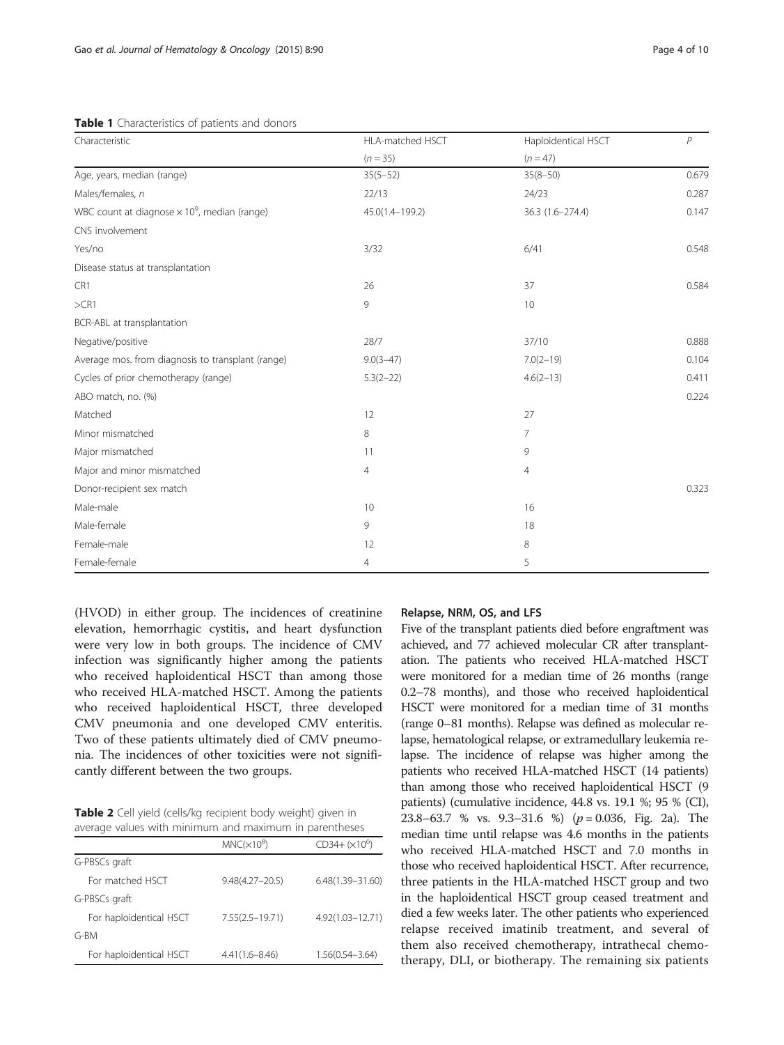**Table 1** Characteristics of patients and donors

| Characteristic | HLA-matched HSCT | Haploidentical HSCT | *P* |
|---|---|---|---|
| | (*n* = 35) | (*n* = 47) | |
| Age, years, median (range) | 35(5–52) | 35(8–50) | 0.679 |
| Males/females, *n* | 22/13 | 24/23 | 0.287 |
| WBC count at diagnose $\times 10^9$, median (range) | 45.0(1.4–199.2) | 36.3 (1.6–274.4) | 0.147 |
| CNS involvement | | | |
| Yes/no | 3/32 | 6/41 | 0.548 |
| Disease status at transplantation | | | |
| CR1 | 26 | 37 | 0.584 |
| >CR1 | 9 | 10 | |
| BCR-ABL at transplantation | | | |
| Negative/positive | 28/7 | 37/10 | 0.888 |
| Average mos. from diagnosis to transplant (range) | 9.0(3–47) | 7.0(2–19) | 0.104 |
| Cycles of prior chemotherapy (range) | 5.3(2–22) | 4.6(2–13) | 0.411 |
| ABO match, no. (%) | | | 0.224 |
| Matched | 12 | 27 | |
| Minor mismatched | 8 | 7 | |
| Major mismatched | 11 | 9 | |
| Major and minor mismatched | 4 | 4 | |
| Donor-recipient sex match | | | 0.323 |
| Male-male | 10 | 16 | |
| Male-female | 9 | 18 | |
| Female-male | 12 | 8 | |
| Female-female | 4 | 5 | |

(HVOD) in either group. The incidences of creatinine elevation, hemorrhagic cystitis, and heart dysfunction were very low in both groups. The incidence of CMV infection was significantly higher among the patients who received haploidentical HSCT than among those who received HLA-matched HSCT. Among the patients who received haploidentical HSCT, three developed CMV pneumonia and one developed CMV enteritis. Two of these patients ultimately died of CMV pneumonia. The incidences of other toxicities were not significantly different between the two groups.

**Table 2** Cell yield (cells/kg recipient body weight) given in average values with minimum and maximum in parentheses

| | MNC($\times 10^8$) | CD34+ ($\times 10^6$) |
|---|---|---|
| G-PBSCs graft | | |
| For matched HSCT | 9.48(4.27–20.5) | 6.48(1.39–31.60) |
| G-PBSCs graft | | |
| For haploidentical HSCT | 7.55(2.5–19.71) | 4.92(1.03–12.71) |
| G-BM | | |
| For haploidentical HSCT | 4.41(1.6–8.46) | 1.56(0.54–3.64) |

### Relapse, NRM, OS, and LFS

Five of the transplant patients died before engraftment was achieved, and 77 achieved molecular CR after transplantation. The patients who received HLA-matched HSCT were monitored for a median time of 26 months (range 0.2–78 months), and those who received haploidentical HSCT were monitored for a median time of 31 months (range 0–81 months). Relapse was defined as molecular relapse, hematological relapse, or extramedullary leukemia relapse. The incidence of relapse was higher among the patients who received HLA-matched HSCT (14 patients) than among those who received haploidentical HSCT (9 patients) (cumulative incidence, 44.8 vs. 19.1 %; 95 % (CI), 23.8–63.7 % vs. 9.3–31.6 %) ($p = 0.036$, Fig. 2a). The median time until relapse was 4.6 months in the patients who received HLA-matched HSCT and 7.0 months in those who received haploidentical HSCT. After recurrence, three patients in the HLA-matched HSCT group and two in the haploidentical HSCT group ceased treatment and died a few weeks later. The other patients who experienced relapse received imatinib treatment, and several of them also received chemotherapy, intrathecal chemotherapy, DLI, or biotherapy. The remaining six patients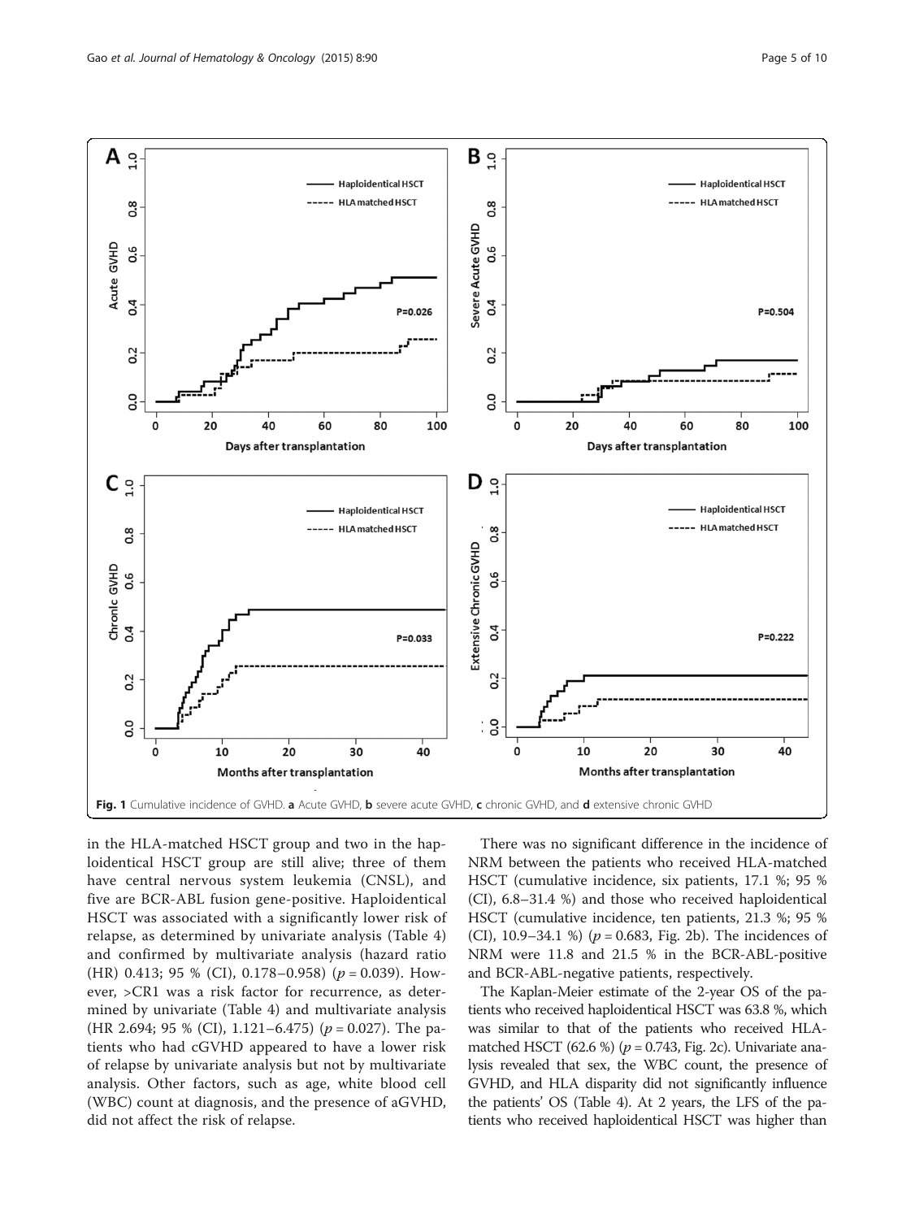Fig. 1 Cumulative incidence of GVHD. **a** Acute GVHD, **b** severe acute GVHD, **c** chronic GVHD, and **d** extensive chronic GVHD

in the HLA-matched HSCT group and two in the haploidentical HSCT group are still alive; three of them have central nervous system leukemia (CNSL), and five are BCR-ABL fusion gene-positive. Haploidentical HSCT was associated with a significantly lower risk of relapse, as determined by univariate analysis (Table 4) and confirmed by multivariate analysis (hazard ratio (HR) 0.413; 95 % (CI), 0.178–0.958) ($p = 0.039$). However, >CR1 was a risk factor for recurrence, as determined by univariate (Table 4) and multivariate analysis (HR 2.694; 95 % (CI), 1.121–6.475) ($p = 0.027$). The patients who had cGVHD appeared to have a lower risk of relapse by univariate analysis but not by multivariate analysis. Other factors, such as age, white blood cell (WBC) count at diagnosis, and the presence of aGVHD, did not affect the risk of relapse.

There was no significant difference in the incidence of NRM between the patients who received HLA-matched HSCT (cumulative incidence, six patients, 17.1 %; 95 % (CI), 6.8–31.4 %) and those who received haploidentical HSCT (cumulative incidence, ten patients, 21.3 %; 95 % (CI), 10.9–34.1 %) ($p = 0.683$, Fig. 2b). The incidences of NRM were 11.8 and 21.5 % in the BCR-ABL-positive and BCR-ABL-negative patients, respectively.

The Kaplan-Meier estimate of the 2-year OS of the patients who received haploidentical HSCT was 63.8 %, which was similar to that of the patients who received HLA-matched HSCT (62.6 %) ($p = 0.743$, Fig. 2c). Univariate analysis revealed that sex, the WBC count, the presence of GVHD, and HLA disparity did not significantly influence the patients' OS (Table 4). At 2 years, the LFS of the patients who received haploidentical HSCT was higher than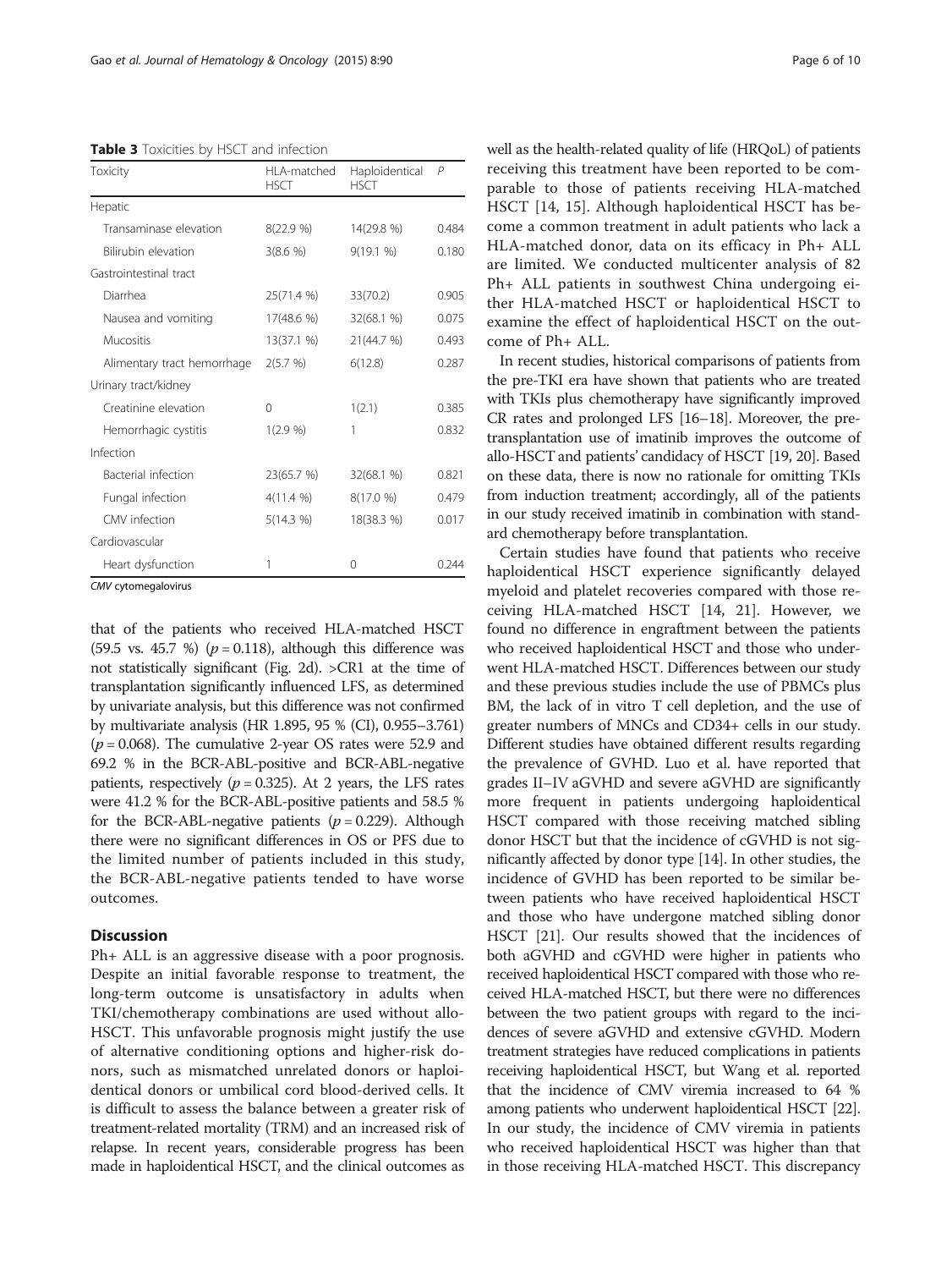**Table 3** Toxicities by HSCT and infection

| Toxicity | HLA-matched HSCT | Haploidentical HSCT | *P* |
|---|---|---|---|
| Hepatic | | | |
| Transaminase elevation | 8(22.9 %) | 14(29.8 %) | 0.484 |
| Bilirubin elevation | 3(8.6 %) | 9(19.1 %) | 0.180 |
| Gastrointestinal tract | | | |
| Diarrhea | 25(71.4 %) | 33(70.2) | 0.905 |
| Nausea and vomiting | 17(48.6 %) | 32(68.1 %) | 0.075 |
| Mucositis | 13(37.1 %) | 21(44.7 %) | 0.493 |
| Alimentary tract hemorrhage | 2(5.7 %) | 6(12.8) | 0.287 |
| Urinary tract/kidney | | | |
| Creatinine elevation | 0 | 1(2.1) | 0.385 |
| Hemorrhagic cystitis | 1(2.9 %) | 1 | 0.832 |
| Infection | | | |
| Bacterial infection | 23(65.7 %) | 32(68.1 %) | 0.821 |
| Fungal infection | 4(11.4 %) | 8(17.0 %) | 0.479 |
| CMV infection | 5(14.3 %) | 18(38.3 %) | 0.017 |
| Cardiovascular | | | |
| Heart dysfunction | 1 | 0 | 0.244 |

*CMV* cytomegalovirus

that of the patients who received HLA-matched HSCT (59.5 vs. 45.7 %) ($p = 0.118$), although this difference was not statistically significant (Fig. 2d). >CR1 at the time of transplantation significantly influenced LFS, as determined by univariate analysis, but this difference was not confirmed by multivariate analysis (HR 1.895, 95 % (CI), 0.955–3.761) ($p = 0.068$). The cumulative 2-year OS rates were 52.9 and 69.2 % in the BCR-ABL-positive and BCR-ABL-negative patients, respectively ($p = 0.325$). At 2 years, the LFS rates were 41.2 % for the BCR-ABL-positive patients and 58.5 % for the BCR-ABL-negative patients ($p = 0.229$). Although there were no significant differences in OS or PFS due to the limited number of patients included in this study, the BCR-ABL-negative patients tended to have worse outcomes.

## Discussion

Ph+ ALL is an aggressive disease with a poor prognosis. Despite an initial favorable response to treatment, the long-term outcome is unsatisfactory in adults when TKI/chemotherapy combinations are used without allo-HSCT. This unfavorable prognosis might justify the use of alternative conditioning options and higher-risk donors, such as mismatched unrelated donors or haploidentical donors or umbilical cord blood-derived cells. It is difficult to assess the balance between a greater risk of treatment-related mortality (TRM) and an increased risk of relapse. In recent years, considerable progress has been made in haploidentical HSCT, and the clinical outcomes as well as the health-related quality of life (HRQoL) of patients receiving this treatment have been reported to be comparable to those of patients receiving HLA-matched HSCT [14, 15]. Although haploidentical HSCT has become a common treatment in adult patients who lack a HLA-matched donor, data on its efficacy in Ph+ ALL are limited. We conducted multicenter analysis of 82 Ph+ ALL patients in southwest China undergoing either HLA-matched HSCT or haploidentical HSCT to examine the effect of haploidentical HSCT on the outcome of Ph+ ALL.

In recent studies, historical comparisons of patients from the pre-TKI era have shown that patients who are treated with TKIs plus chemotherapy have significantly improved CR rates and prolonged LFS [16–18]. Moreover, the pre-transplantation use of imatinib improves the outcome of allo-HSCT and patients' candidacy of HSCT [19, 20]. Based on these data, there is now no rationale for omitting TKIs from induction treatment; accordingly, all of the patients in our study received imatinib in combination with standard chemotherapy before transplantation.

Certain studies have found that patients who receive haploidentical HSCT experience significantly delayed myeloid and platelet recoveries compared with those receiving HLA-matched HSCT [14, 21]. However, we found no difference in engraftment between the patients who received haploidentical HSCT and those who underwent HLA-matched HSCT. Differences between our study and these previous studies include the use of PBMCs plus BM, the lack of in vitro T cell depletion, and the use of greater numbers of MNCs and CD34+ cells in our study. Different studies have obtained different results regarding the prevalence of GVHD. Luo et al. have reported that grades II–IV aGVHD and severe aGVHD are significantly more frequent in patients undergoing haploidentical HSCT compared with those receiving matched sibling donor HSCT but that the incidence of cGVHD is not significantly affected by donor type [14]. In other studies, the incidence of GVHD has been reported to be similar between patients who have received haploidentical HSCT and those who have undergone matched sibling donor HSCT [21]. Our results showed that the incidences of both aGVHD and cGVHD were higher in patients who received haploidentical HSCT compared with those who received HLA-matched HSCT, but there were no differences between the two patient groups with regard to the incidences of severe aGVHD and extensive cGVHD. Modern treatment strategies have reduced complications in patients receiving haploidentical HSCT, but Wang et al. reported that the incidence of CMV viremia increased to 64 % among patients who underwent haploidentical HSCT [22]. In our study, the incidence of CMV viremia in patients who received haploidentical HSCT was higher than that in those receiving HLA-matched HSCT. This discrepancy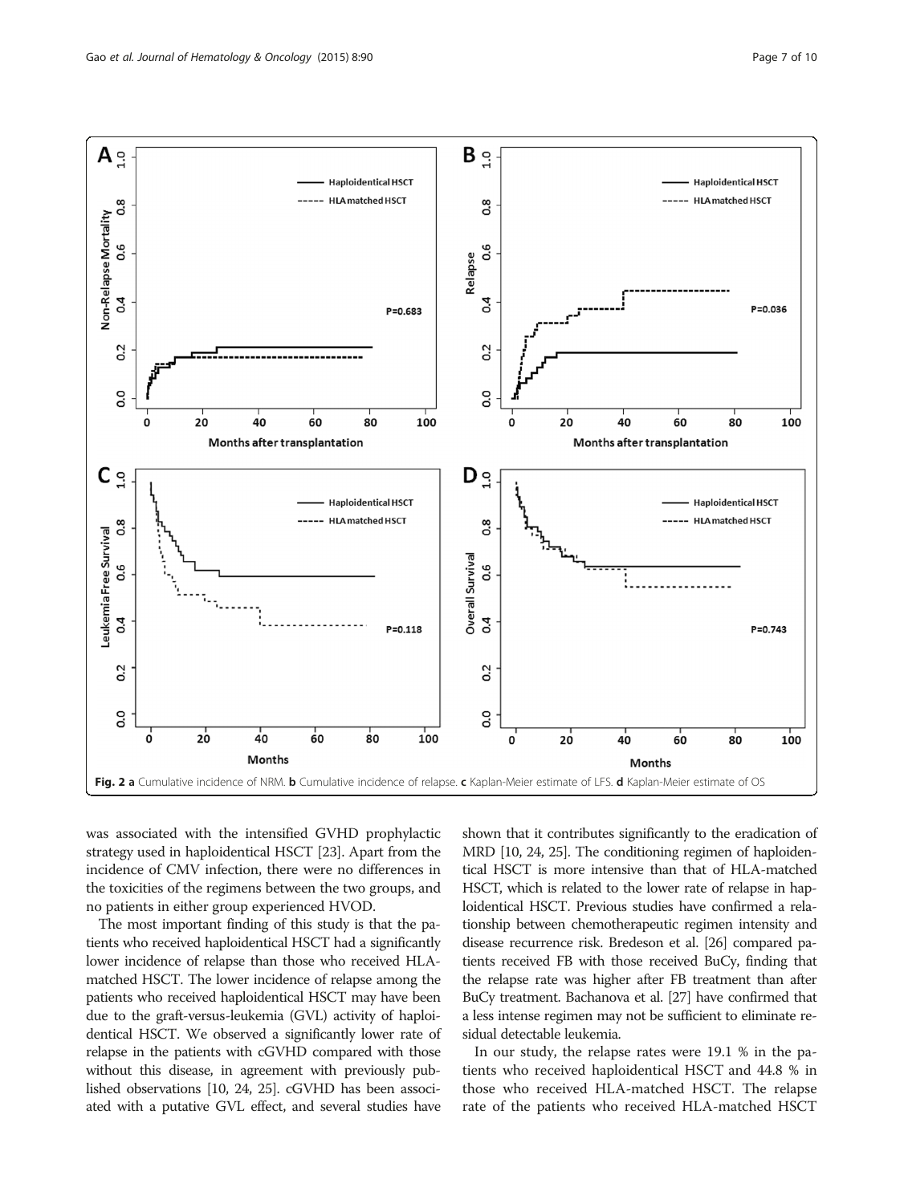Fig. 2 **a** Cumulative incidence of NRM. **b** Cumulative incidence of relapse. **c** Kaplan-Meier estimate of LFS. **d** Kaplan-Meier estimate of OS

was associated with the intensified GVHD prophylactic strategy used in haploidentical HSCT [23]. Apart from the incidence of CMV infection, there were no differences in the toxicities of the regimens between the two groups, and no patients in either group experienced HVOD.

The most important finding of this study is that the patients who received haploidentical HSCT had a significantly lower incidence of relapse than those who received HLA-matched HSCT. The lower incidence of relapse among the patients who received haploidentical HSCT may have been due to the graft-versus-leukemia (GVL) activity of haploidentical HSCT. We observed a significantly lower rate of relapse in the patients with cGVHD compared with those without this disease, in agreement with previously published observations [10, 24, 25]. cGVHD has been associated with a putative GVL effect, and several studies have shown that it contributes significantly to the eradication of MRD [10, 24, 25]. The conditioning regimen of haploidentical HSCT is more intensive than that of HLA-matched HSCT, which is related to the lower rate of relapse in haploidentical HSCT. Previous studies have confirmed a relationship between chemotherapeutic regimen intensity and disease recurrence risk. Bredeson et al. [26] compared patients received FB with those received BuCy, finding that the relapse rate was higher after FB treatment than after BuCy treatment. Bachanova et al. [27] have confirmed that a less intense regimen may not be sufficient to eliminate residual detectable leukemia.

In our study, the relapse rates were 19.1 % in the patients who received haploidentical HSCT and 44.8 % in those who received HLA-matched HSCT. The relapse rate of the patients who received HLA-matched HSCT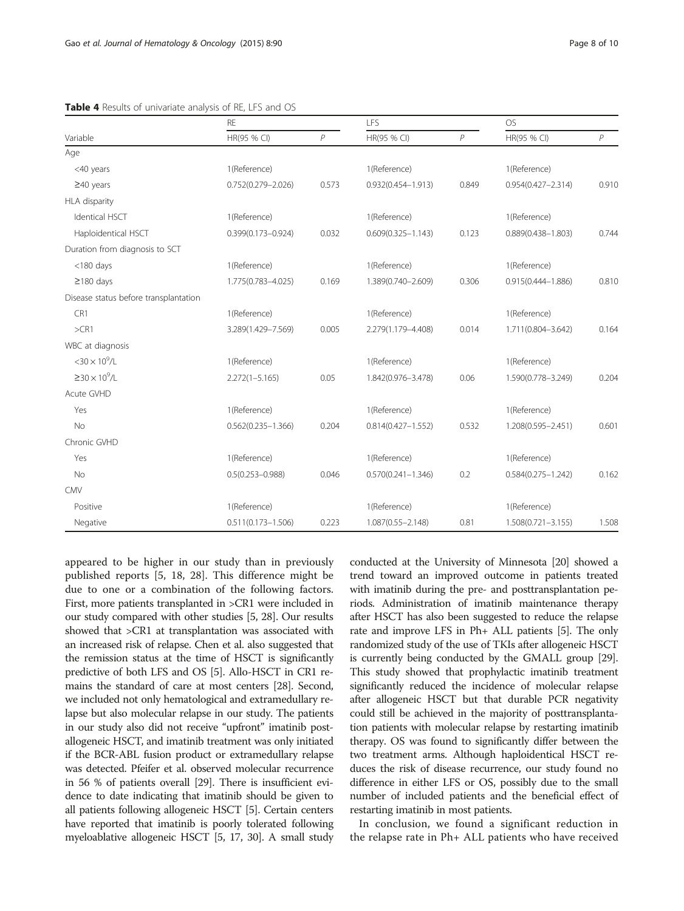**Table 4** Results of univariate analysis of RE, LFS and OS

| Variable | RE | | LFS | | OS | |
|---|---|---|---|---|---|---|
| | HR(95 % CI) | *P* | HR(95 % CI) | *P* | HR(95 % CI) | *P* |
| Age | | | | | | |
| <40 years | 1(Reference) | | 1(Reference) | | 1(Reference) | |
| ≥40 years | 0.752(0.279–2.026) | 0.573 | 0.932(0.454–1.913) | 0.849 | 0.954(0.427–2.314) | 0.910 |
| HLA disparity | | | | | | |
| Identical HSCT | 1(Reference) | | 1(Reference) | | 1(Reference) | |
| Haploidentical HSCT | 0.399(0.173–0.924) | 0.032 | 0.609(0.325–1.143) | 0.123 | 0.889(0.438–1.803) | 0.744 |
| Duration from diagnosis to SCT | | | | | | |
| <180 days | 1(Reference) | | 1(Reference) | | 1(Reference) | |
| ≥180 days | 1.775(0.783–4.025) | 0.169 | 1.389(0.740–2.609) | 0.306 | 0.915(0.444–1.886) | 0.810 |
| Disease status before transplantation | | | | | | |
| CR1 | 1(Reference) | | 1(Reference) | | 1(Reference) | |
| >CR1 | 3.289(1.429–7.569) | 0.005 | 2.279(1.179–4.408) | 0.014 | 1.711(0.804–3.642) | 0.164 |
| WBC at diagnosis | | | | | | |
| $<30\times10^9$/L | 1(Reference) | | 1(Reference) | | 1(Reference) | |
| $\geq30\times10^9$/L | 2.272(1–5.165) | 0.05 | 1.842(0.976–3.478) | 0.06 | 1.590(0.778–3.249) | 0.204 |
| Acute GVHD | | | | | | |
| Yes | 1(Reference) | | 1(Reference) | | 1(Reference) | |
| No | 0.562(0.235–1.366) | 0.204 | 0.814(0.427–1.552) | 0.532 | 1.208(0.595–2.451) | 0.601 |
| Chronic GVHD | | | | | | |
| Yes | 1(Reference) | | 1(Reference) | | 1(Reference) | |
| No | 0.5(0.253–0.988) | 0.046 | 0.570(0.241–1.346) | 0.2 | 0.584(0.275–1.242) | 0.162 |
| CMV | | | | | | |
| Positive | 1(Reference) | | 1(Reference) | | 1(Reference) | |
| Negative | 0.511(0.173–1.506) | 0.223 | 1.087(0.55–2.148) | 0.81 | 1.508(0.721–3.155) | 1.508 |

appeared to be higher in our study than in previously published reports [5, 18, 28]. This difference might be due to one or a combination of the following factors. First, more patients transplanted in >CR1 were included in our study compared with other studies [5, 28]. Our results showed that >CR1 at transplantation was associated with an increased risk of relapse. Chen et al. also suggested that the remission status at the time of HSCT is significantly predictive of both LFS and OS [5]. Allo-HSCT in CR1 remains the standard of care at most centers [28]. Second, we included not only hematological and extramedullary relapse but also molecular relapse in our study. The patients in our study also did not receive "upfront" imatinib post-allogeneic HSCT, and imatinib treatment was only initiated if the BCR-ABL fusion product or extramedullary relapse was detected. Pfeifer et al. observed molecular recurrence in 56 % of patients overall [29]. There is insufficient evidence to date indicating that imatinib should be given to all patients following allogeneic HSCT [5]. Certain centers have reported that imatinib is poorly tolerated following myeloablative allogeneic HSCT [5, 17, 30]. A small study conducted at the University of Minnesota [20] showed a trend toward an improved outcome in patients treated with imatinib during the pre- and posttransplantation periods. Administration of imatinib maintenance therapy after HSCT has also been suggested to reduce the relapse rate and improve LFS in Ph+ ALL patients [5]. The only randomized study of the use of TKIs after allogeneic HSCT is currently being conducted by the GMALL group [29]. This study showed that prophylactic imatinib treatment significantly reduced the incidence of molecular relapse after allogeneic HSCT but that durable PCR negativity could still be achieved in the majority of posttransplantation patients with molecular relapse by restarting imatinib therapy. OS was found to significantly differ between the two treatment arms. Although haploidentical HSCT reduces the risk of disease recurrence, our study found no difference in either LFS or OS, possibly due to the small number of included patients and the beneficial effect of restarting imatinib in most patients.

In conclusion, we found a significant reduction in the relapse rate in Ph+ ALL patients who have received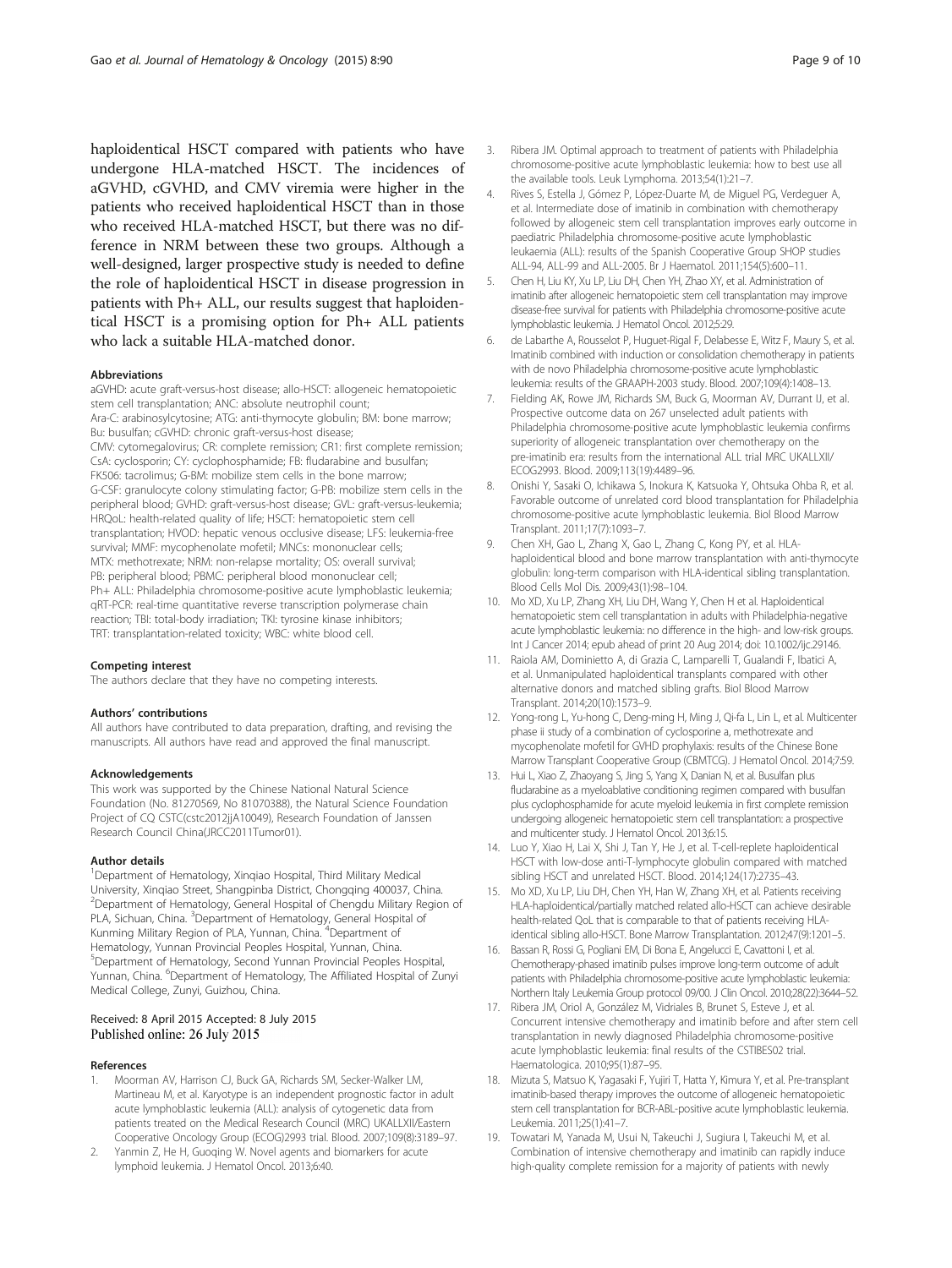haploidentical HSCT compared with patients who have undergone HLA-matched HSCT. The incidences of aGVHD, cGVHD, and CMV viremia were higher in the patients who received haploidentical HSCT than in those who received HLA-matched HSCT, but there was no difference in NRM between these two groups. Although a well-designed, larger prospective study is needed to define the role of haploidentical HSCT in disease progression in patients with Ph+ ALL, our results suggest that haploidentical HSCT is a promising option for Ph+ ALL patients who lack a suitable HLA-matched donor.

#### Abbreviations

aGVHD: acute graft-versus-host disease; allo-HSCT: allogeneic hematopoietic stem cell transplantation; ANC: absolute neutrophil count; Ara-C: arabinosylcytosine; ATG: anti-thymocyte globulin; BM: bone marrow; Bu: busulfan; cGVHD: chronic graft-versus-host disease; CMV: cytomegalovirus; CR: complete remission; CR1: first complete remission; CsA: cyclosporin; CY: cyclophosphamide; FB: fludarabine and busulfan; FK506: tacrolimus; G-BM: mobilize stem cells in the bone marrow; G-CSF: granulocyte colony stimulating factor; G-PB: mobilize stem cells in the peripheral blood; GVHD: graft-versus-host disease; GVL: graft-versus-leukemia; HRQoL: health-related quality of life; HSCT: hematopoietic stem cell transplantation; HVOD: hepatic venous occlusive disease; LFS: leukemia-free survival; MMF: mycophenolate mofetil; MNCs: mononuclear cells; MTX: methotrexate; NRM: non-relapse mortality; OS: overall survival; PB: peripheral blood; PBMC: peripheral blood mononuclear cell; Ph+ ALL: Philadelphia chromosome-positive acute lymphoblastic leukemia; qRT-PCR: real-time quantitative reverse transcription polymerase chain reaction; TBI: total-body irradiation; TKI: tyrosine kinase inhibitors; TRT: transplantation-related toxicity; WBC: white blood cell.

#### Competing interest

The authors declare that they have no competing interests.

#### Authors' contributions

All authors have contributed to data preparation, drafting, and revising the manuscripts. All authors have read and approved the final manuscript.

#### Acknowledgements

This work was supported by the Chinese National Natural Science Foundation (No. 81270569, No 81070388), the Natural Science Foundation Project of CQ CSTC(cstc2012jjA10049), Research Foundation of Janssen Research Council China(JRCC2011Tumor01).

#### Author details

[1]Department of Hematology, Xinqiao Hospital, Third Military Medical University, Xinqiao Street, Shangpinba District, Chongqing 400037, China. [2]Department of Hematology, General Hospital of Chengdu Military Region of PLA, Sichuan, China. [3]Department of Hematology, General Hospital of Kunming Military Region of PLA, Yunnan, China. [4]Department of Hematology, Yunnan Provincial Peoples Hospital, Yunnan, China. [5]Department of Hematology, Second Yunnan Provincial Peoples Hospital, Yunnan, China. [6]Department of Hematology, The Affiliated Hospital of Zunyi Medical College, Zunyi, Guizhou, China.

Received: 8 April 2015 Accepted: 8 July 2015
Published online: 26 July 2015

#### References

1. Moorman AV, Harrison CJ, Buck GA, Richards SM, Secker-Walker LM, Martineau M, et al. Karyotype is an independent prognostic factor in adult acute lymphoblastic leukemia (ALL): analysis of cytogenetic data from patients treated on the Medical Research Council (MRC) UKALLXII/Eastern Cooperative Oncology Group (ECOG)2993 trial. Blood. 2007;109(8):3189–97.
2. Yanmin Z, He H, Guoqing W. Novel agents and biomarkers for acute lymphoid leukemia. J Hematol Oncol. 2013;6:40.
3. Ribera JM. Optimal approach to treatment of patients with Philadelphia chromosome-positive acute lymphoblastic leukemia: how to best use all the available tools. Leuk Lymphoma. 2013;54(1):21–7.
4. Rives S, Estella J, Gómez P, López-Duarte M, de Miguel PG, Verdeguer A, et al. Intermediate dose of imatinib in combination with chemotherapy followed by allogeneic stem cell transplantation improves early outcome in paediatric Philadelphia chromosome-positive acute lymphoblastic leukaemia (ALL): results of the Spanish Cooperative Group SHOP studies ALL-94, ALL-99 and ALL-2005. Br J Haematol. 2011;154(5):600–11.
5. Chen H, Liu KY, Xu LP, Liu DH, Chen YH, Zhao XY, et al. Administration of imatinib after allogeneic hematopoietic stem cell transplantation may improve disease-free survival for patients with Philadelphia chromosome-positive acute lymphoblastic leukemia. J Hematol Oncol. 2012;5:29.
6. de Labarthe A, Rousselot P, Huguet-Rigal F, Delabesse E, Witz F, Maury S, et al. Imatinib combined with induction or consolidation chemotherapy in patients with de novo Philadelphia chromosome-positive acute lymphoblastic leukemia: results of the GRAAPH-2003 study. Blood. 2007;109(4):1408–13.
7. Fielding AK, Rowe JM, Richards SM, Buck G, Moorman AV, Durrant IJ, et al. Prospective outcome data on 267 unselected adult patients with Philadelphia chromosome-positive acute lymphoblastic leukemia confirms superiority of allogeneic transplantation over chemotherapy on the pre-imatinib era: results from the international ALL trial MRC UKALLXII/ ECOG2993. Blood. 2009;113(19):4489–96.
8. Onishi Y, Sasaki O, Ichikawa S, Inokura K, Katsuoka Y, Ohtsuka Ohba R, et al. Favorable outcome of unrelated cord blood transplantation for Philadelphia chromosome-positive acute lymphoblastic leukemia. Biol Blood Marrow Transplant. 2011;17(7):1093–7.
9. Chen XH, Gao L, Zhang X, Gao L, Zhang C, Kong PY, et al. HLA-haploidentical blood and bone marrow transplantation with anti-thymocyte globulin: long-term comparison with HLA-identical sibling transplantation. Blood Cells Mol Dis. 2009;43(1):98–104.
10. Mo XD, Xu LP, Zhang XH, Liu DH, Wang Y, Chen H et al. Haploidentical hematopoietic stem cell transplantation in adults with Philadelphia-negative acute lymphoblastic leukemia: no difference in the high- and low-risk groups. Int J Cancer 2014; epub ahead of print 20 Aug 2014; doi: 10.1002/ijc.29146.
11. Raiola AM, Dominietto A, di Grazia C, Lamparelli T, Gualandi F, Ibatici A, et al. Unmanipulated haploidentical transplants compared with other alternative donors and matched sibling grafts. Biol Blood Marrow Transplant. 2014;20(10):1573–9.
12. Yong-rong L, Yu-hong C, Deng-ming H, Ming J, Qi-fa L, Lin L, et al. Multicenter phase ii study of a combination of cyclosporine a, methotrexate and mycophenolate mofetil for GVHD prophylaxis: results of the Chinese Bone Marrow Transplant Cooperative Group (CBMTCG). J Hematol Oncol. 2014;7:59.
13. Hui L, Xiao Z, Zhaoyang S, Jing S, Yang X, Danian N, et al. Busulfan plus fludarabine as a myeloablative conditioning regimen compared with busulfan plus cyclophosphamide for acute myeloid leukemia in first complete remission undergoing allogeneic hematopoietic stem cell transplantation: a prospective and multicenter study. J Hematol Oncol. 2013;6:15.
14. Luo Y, Xiao H, Lai X, Shi J, Tan Y, He J, et al. T-cell-replete haploidentical HSCT with low-dose anti-T-lymphocyte globulin compared with matched sibling HSCT and unrelated HSCT. Blood. 2014;124(17):2735–43.
15. Mo XD, Xu LP, Liu DH, Chen YH, Han W, Zhang XH, et al. Patients receiving HLA-haploidentical/partially matched related allo-HSCT can achieve desirable health-related QoL that is comparable to that of patients receiving HLA-identical sibling allo-HSCT. Bone Marrow Transplantation. 2012;47(9):1201–5.
16. Bassan R, Rossi G, Pogliani EM, Di Bona E, Angelucci E, Cavattoni I, et al. Chemotherapy-phased imatinib pulses improve long-term outcome of adult patients with Philadelphia chromosome-positive acute lymphoblastic leukemia: Northern Italy Leukemia Group protocol 09/00. J Clin Oncol. 2010;28(22):3644–52.
17. Ribera JM, Oriol A, González M, Vidriales B, Brunet S, Esteve J, et al. Concurrent intensive chemotherapy and imatinib before and after stem cell transplantation in newly diagnosed Philadelphia chromosome-positive acute lymphoblastic leukemia: final results of the CSTIBES02 trial. Haematologica. 2010;95(1):87–95.
18. Mizuta S, Matsuo K, Yagasaki F, Yujiri T, Hatta Y, Kimura Y, et al. Pre-transplant imatinib-based therapy improves the outcome of allogeneic hematopoietic stem cell transplantation for BCR-ABL-positive acute lymphoblastic leukemia. Leukemia. 2011;25(1):41–7.
19. Towatari M, Yanada M, Usui N, Takeuchi J, Sugiura I, Takeuchi M, et al. Combination of intensive chemotherapy and imatinib can rapidly induce high-quality complete remission for a majority of patients with newly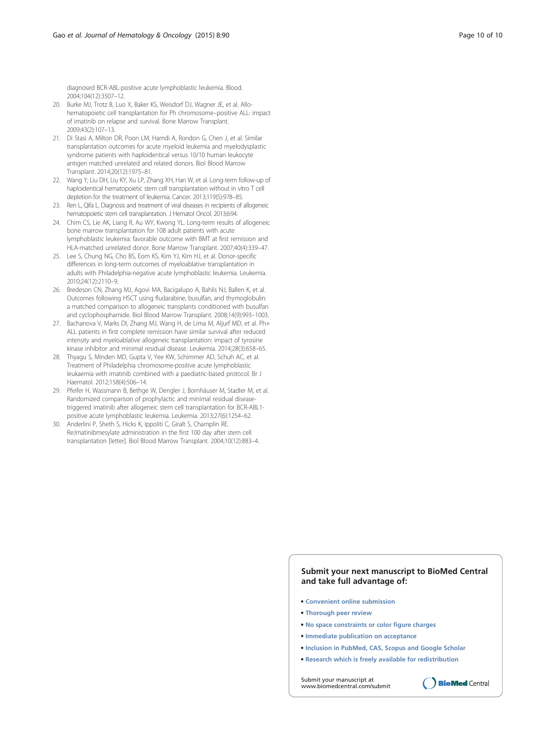diagnosed BCR-ABL-positive acute lymphoblastic leukemia. Blood. 2004;104(12):3507–12.

20. Burke MJ, Trotz B, Luo X, Baker KS, Weisdorf DJ, Wagner JE, et al. Allo-hematopoietic cell transplantation for Ph chromosome–positive ALL: impact of imatinib on relapse and survival. Bone Marrow Transplant. 2009;43(2):107–13.
21. Di Stasi A, Milton DR, Poon LM, Hamdi A, Rondon G, Chen J, et al. Similar transplantation outcomes for acute myeloid leukemia and myelodysplastic syndrome patients with haploidentical versus 10/10 human leukocyte antigen matched unrelated and related donors. Biol Blood Marrow Transplant. 2014;20(12):1975–81.
22. Wang Y, Liu DH, Liu KY, Xu LP, Zhang XH, Han W, et al. Long-term follow-up of haploidentical hematopoietic stem cell transplantation without in vitro T cell depletion for the treatment of leukemia. Cancer. 2013;119(5):978–85.
23. Ren L, Qifa L. Diagnosis and treatment of viral diseases in recipients of allogeneic hematopoietic stem cell transplantation. J Hematol Oncol. 2013;6:94.
24. Chim CS, Lie AK, Liang R, Au WY, Kwong YL. Long-term results of allogeneic bone marrow transplantation for 108 adult patients with acute lymphoblastic leukemia: favorable outcome with BMT at first remission and HLA-matched unrelated donor. Bone Marrow Transplant. 2007;40(4):339–47.
25. Lee S, Chung NG, Cho BS, Eom KS, Kim YJ, Kim HJ, et al. Donor-specific differences in long-term outcomes of myeloablative transplantation in adults with Philadelphia-negative acute lymphoblastic leukemia. Leukemia. 2010;24(12):2110–9.
26. Bredeson CN, Zhang MJ, Agovi MA, Bacigalupo A, Bahlis NJ, Ballen K, et al. Outcomes following HSCT using fludarabine, busulfan, and thymoglobulin: a matched comparison to allogeneic transplants conditioned with busulfan and cyclophosphamide. Biol Blood Marrow Transplant. 2008;14(9):993–1003.
27. Bachanova V, Marks DI, Zhang MJ, Wang H, de Lima M, Aljurf MD, et al. Ph+ ALL patients in first complete remission have similar survival after reduced intensity and myeloablative allogeneic transplantation: impact of tyrosine kinase inhibitor and minimal residual disease. Leukemia. 2014;28(3):658–65.
28. Thyagu S, Minden MD, Gupta V, Yee KW, Schimmer AD, Schuh AC, et al. Treatment of Philadelphia chromosome-positive acute lymphoblastic leukaemia with imatinib combined with a paediatric-based protocol. Br J Haematol. 2012;158(4):506–14.
29. Pfeifer H, Wassmann B, Bethge W, Dengler J, Bornhäuser M, Stadler M, et al. Randomized comparison of prophylactic and minimal residual disease-triggered imatinib after allogeneic stem cell transplantation for BCR-ABL1-positive acute lymphoblastic leukemia. Leukemia. 2013;27(6):1254–62.
30. Anderlini P, Sheth S, Hicks K, Ippoliti C, Giralt S, Champlin RE. Re:Imatinibmesylate administration in the first 100 day after stem cell transplantation [letter]. Biol Blood Marrow Transplant. 2004;10(12):883–4.

**Submit your next manuscript to BioMed Central and take full advantage of:**

- **Convenient online submission**
- **Thorough peer review**
- **No space constraints or color figure charges**
- **Immediate publication on acceptance**
- **Inclusion in PubMed, CAS, Scopus and Google Scholar**
- **Research which is freely available for redistribution**

Submit your manuscript at
www.biomedcentral.com/submit

BioMed Central